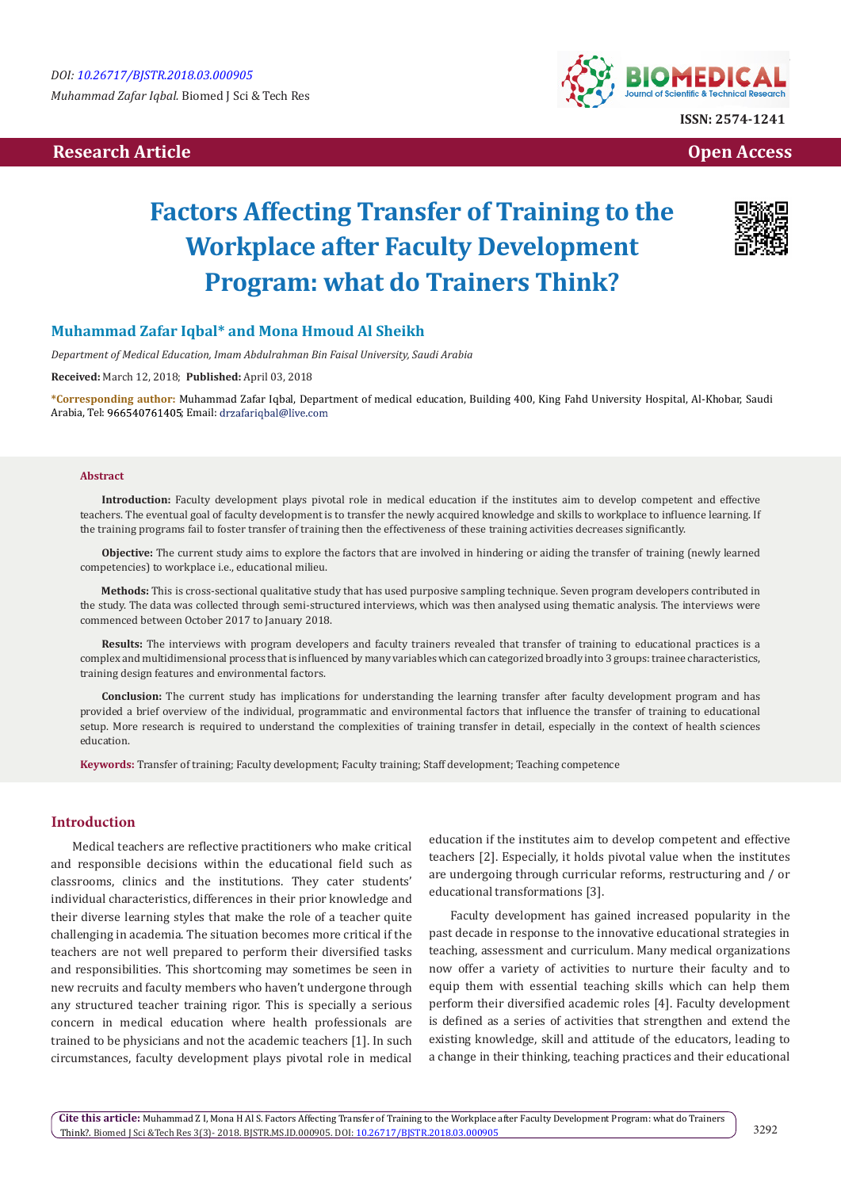DOI: 10.26717/BJSTR.2018.03.000905

*Muhammad Zafar Iqbal.* Biomed J Sci & Tech Res

ISSN: 2574-1241

**Research Article** | **Open Access**

# Factors Affecting Transfer of Training to the Workplace after Faculty Development Program: what do Trainers Think?

## Muhammad Zafar Iqbal* and Mona Hmoud Al Sheikh

*Department of Medical Education, Imam Abdulrahman Bin Faisal University, Saudi Arabia*

**Received:** March 12, 2018; **Published:** April 03, 2018

**\*Corresponding author:** Muhammad Zafar Iqbal, Department of medical education, Building 400, King Fahd University Hospital, Al-Khobar, Saudi Arabia, Tel: 966540761405; Email: drzafariqbal@live.com

### Abstract

**Introduction:** Faculty development plays pivotal role in medical education if the institutes aim to develop competent and effective teachers. The eventual goal of faculty development is to transfer the newly acquired knowledge and skills to workplace to influence learning. If the training programs fail to foster transfer of training then the effectiveness of these training activities decreases significantly.

**Objective:** The current study aims to explore the factors that are involved in hindering or aiding the transfer of training (newly learned competencies) to workplace i.e., educational milieu.

**Methods:** This is cross-sectional qualitative study that has used purposive sampling technique. Seven program developers contributed in the study. The data was collected through semi-structured interviews, which was then analysed using thematic analysis. The interviews were commenced between October 2017 to January 2018.

**Results:** The interviews with program developers and faculty trainers revealed that transfer of training to educational practices is a complex and multidimensional process that is influenced by many variables which can categorized broadly into 3 groups: trainee characteristics, training design features and environmental factors.

**Conclusion:** The current study has implications for understanding the learning transfer after faculty development program and has provided a brief overview of the individual, programmatic and environmental factors that influence the transfer of training to educational setup. More research is required to understand the complexities of training transfer in detail, especially in the context of health sciences education.

**Keywords:** Transfer of training; Faculty development; Faculty training; Staff development; Teaching competence

## Introduction

Medical teachers are reflective practitioners who make critical and responsible decisions within the educational field such as classrooms, clinics and the institutions. They cater students' individual characteristics, differences in their prior knowledge and their diverse learning styles that make the role of a teacher quite challenging in academia. The situation becomes more critical if the teachers are not well prepared to perform their diversified tasks and responsibilities. This shortcoming may sometimes be seen in new recruits and faculty members who haven't undergone through any structured teacher training rigor. This is specially a serious concern in medical education where health professionals are trained to be physicians and not the academic teachers [1]. In such circumstances, faculty development plays pivotal role in medical education if the institutes aim to develop competent and effective teachers [2]. Especially, it holds pivotal value when the institutes are undergoing through curricular reforms, restructuring and / or educational transformations [3].

Faculty development has gained increased popularity in the past decade in response to the innovative educational strategies in teaching, assessment and curriculum. Many medical organizations now offer a variety of activities to nurture their faculty and to equip them with essential teaching skills which can help them perform their diversified academic roles [4]. Faculty development is defined as a series of activities that strengthen and extend the existing knowledge, skill and attitude of the educators, leading to a change in their thinking, teaching practices and their educational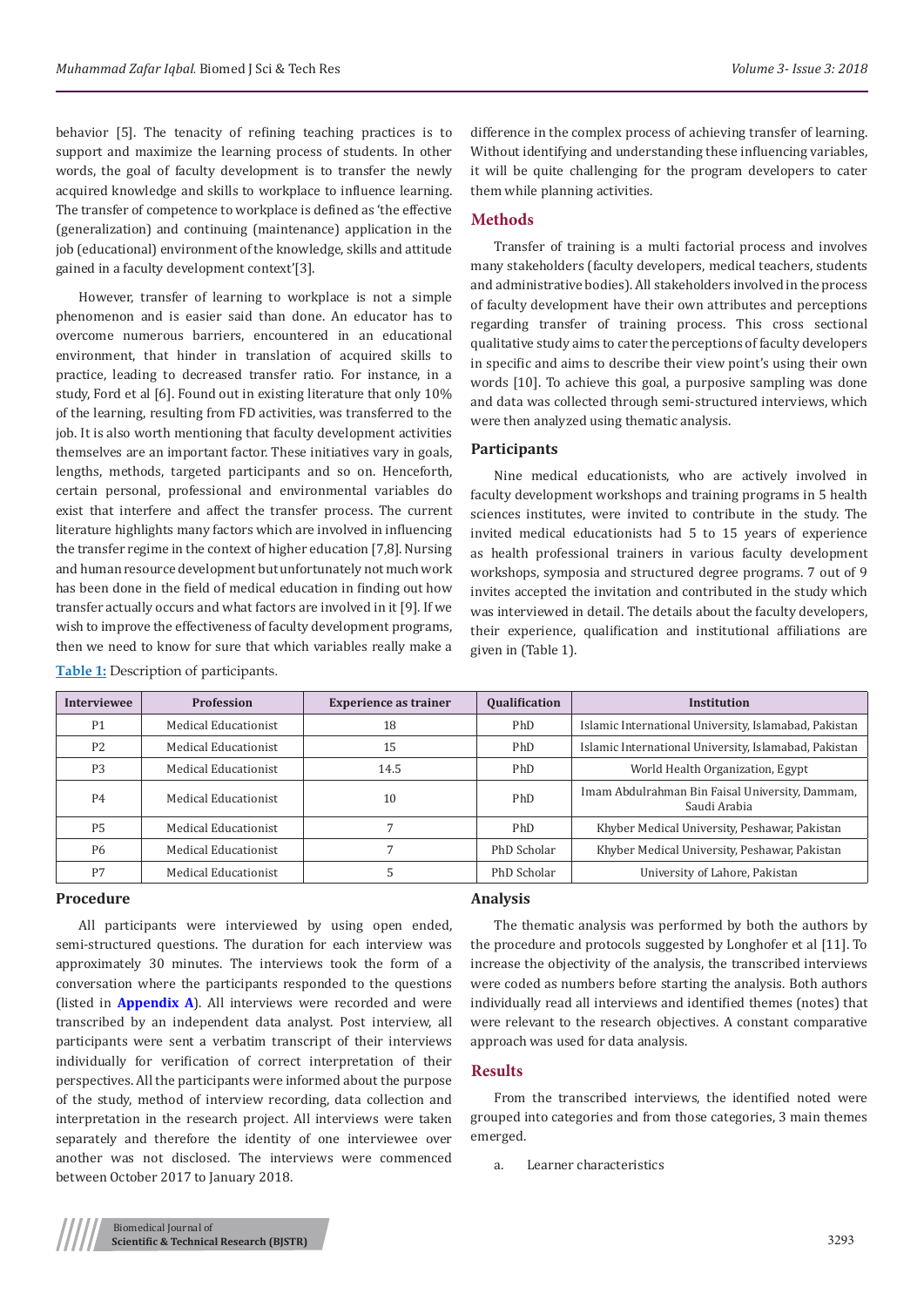behavior [5]. The tenacity of refining teaching practices is to support and maximize the learning process of students. In other words, the goal of faculty development is to transfer the newly acquired knowledge and skills to workplace to influence learning. The transfer of competence to workplace is defined as 'the effective (generalization) and continuing (maintenance) application in the job (educational) environment of the knowledge, skills and attitude gained in a faculty development context'[3].

However, transfer of learning to workplace is not a simple phenomenon and is easier said than done. An educator has to overcome numerous barriers, encountered in an educational environment, that hinder in translation of acquired skills to practice, leading to decreased transfer ratio. For instance, in a study, Ford et al [6]. Found out in existing literature that only 10% of the learning, resulting from FD activities, was transferred to the job. It is also worth mentioning that faculty development activities themselves are an important factor. These initiatives vary in goals, lengths, methods, targeted participants and so on. Henceforth, certain personal, professional and environmental variables do exist that interfere and affect the transfer process. The current literature highlights many factors which are involved in influencing the transfer regime in the context of higher education [7,8]. Nursing and human resource development but unfortunately not much work has been done in the field of medical education in finding out how transfer actually occurs and what factors are involved in it [9]. If we wish to improve the effectiveness of faculty development programs, then we need to know for sure that which variables really make a difference in the complex process of achieving transfer of learning. Without identifying and understanding these influencing variables, it will be quite challenging for the program developers to cater them while planning activities.

## Methods

Transfer of training is a multi factorial process and involves many stakeholders (faculty developers, medical teachers, students and administrative bodies). All stakeholders involved in the process of faculty development have their own attributes and perceptions regarding transfer of training process. This cross sectional qualitative study aims to cater the perceptions of faculty developers in specific and aims to describe their view point's using their own words [10]. To achieve this goal, a purposive sampling was done and data was collected through semi-structured interviews, which were then analyzed using thematic analysis.

### Participants

Nine medical educationists, who are actively involved in faculty development workshops and training programs in 5 health sciences institutes, were invited to contribute in the study. The invited medical educationists had 5 to 15 years of experience as health professional trainers in various faculty development workshops, symposia and structured degree programs. 7 out of 9 invites accepted the invitation and contributed in the study which was interviewed in detail. The details about the faculty developers, their experience, qualification and institutional affiliations are given in (Table 1).

**Table 1:** Description of participants.

| Interviewee | Profession | Experience as trainer | Qualification | Institution |
|---|---|---|---|---|
| P1 | Medical Educationist | 18 | PhD | Islamic International University, Islamabad, Pakistan |
| P2 | Medical Educationist | 15 | PhD | Islamic International University, Islamabad, Pakistan |
| P3 | Medical Educationist | 14.5 | PhD | World Health Organization, Egypt |
| P4 | Medical Educationist | 10 | PhD | Imam Abdulrahman Bin Faisal University, Dammam, Saudi Arabia |
| P5 | Medical Educationist | 7 | PhD | Khyber Medical University, Peshawar, Pakistan |
| P6 | Medical Educationist | 7 | PhD Scholar | Khyber Medical University, Peshawar, Pakistan |
| P7 | Medical Educationist | 5 | PhD Scholar | University of Lahore, Pakistan |

### Procedure

All participants were interviewed by using open ended, semi-structured questions. The duration for each interview was approximately 30 minutes. The interviews took the form of a conversation where the participants responded to the questions (listed in **Appendix A**). All interviews were recorded and were transcribed by an independent data analyst. Post interview, all participants were sent a verbatim transcript of their interviews individually for verification of correct interpretation of their perspectives. All the participants were informed about the purpose of the study, method of interview recording, data collection and interpretation in the research project. All interviews were taken separately and therefore the identity of one interviewee over another was not disclosed. The interviews were commenced between October 2017 to January 2018.

### Analysis

The thematic analysis was performed by both the authors by the procedure and protocols suggested by Longhofer et al [11]. To increase the objectivity of the analysis, the transcribed interviews were coded as numbers before starting the analysis. Both authors individually read all interviews and identified themes (notes) that were relevant to the research objectives. A constant comparative approach was used for data analysis.

## Results

From the transcribed interviews, the identified noted were grouped into categories and from those categories, 3 main themes emerged.

a. Learner characteristics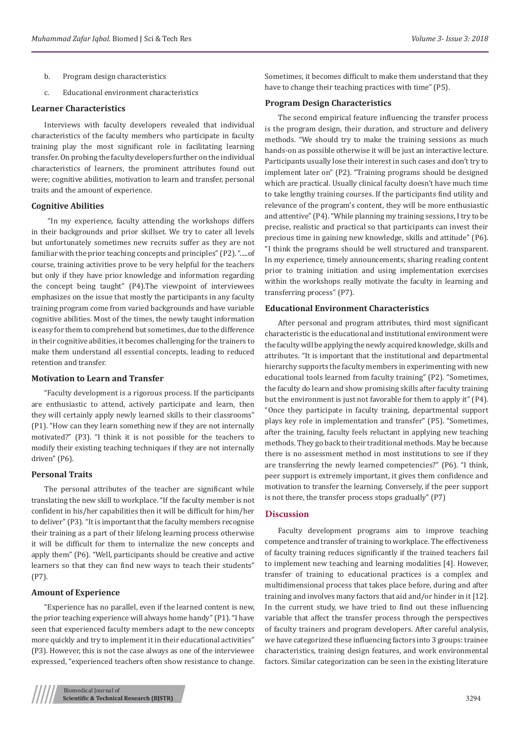b. Program design characteristics

c. Educational environment characteristics

### Learner Characteristics

Interviews with faculty developers revealed that individual characteristics of the faculty members who participate in faculty training play the most significant role in facilitating learning transfer. On probing the faculty developers further on the individual characteristics of learners, the prominent attributes found out were; cognitive abilities, motivation to learn and transfer, personal traits and the amount of experience.

### Cognitive Abilities

"In my experience, faculty attending the workshops differs in their backgrounds and prior skillset. We try to cater all levels but unfortunately sometimes new recruits suffer as they are not familiar with the prior teaching concepts and principles" (P2). ".....of course, training activities prove to be very helpful for the teachers but only if they have prior knowledge and information regarding the concept being taught" (P4).The viewpoint of interviewees emphasizes on the issue that mostly the participants in any faculty training program come from varied backgrounds and have variable cognitive abilities. Most of the times, the newly taught information is easy for them to comprehend but sometimes, due to the difference in their cognitive abilities, it becomes challenging for the trainers to make them understand all essential concepts, leading to reduced retention and transfer.

### Motivation to Learn and Transfer

"Faculty development is a rigorous process. If the participants are enthusiastic to attend, actively participate and learn, then they will certainly apply newly learned skills to their classrooms" (P1). "How can they learn something new if they are not internally motivated?" (P3). "I think it is not possible for the teachers to modify their existing teaching techniques if they are not internally driven" (P6).

### Personal Traits

The personal attributes of the teacher are significant while translating the new skill to workplace. "If the faculty member is not confident in his/her capabilities then it will be difficult for him/her to deliver" (P3). "It is important that the faculty members recognise their training as a part of their lifelong learning process otherwise it will be difficult for them to internalize the new concepts and apply them" (P6). "Well, participants should be creative and active learners so that they can find new ways to teach their students" (P7).

### Amount of Experience

"Experience has no parallel, even if the learned content is new, the prior teaching experience will always home handy" (P1). "I have seen that experienced faculty members adapt to the new concepts more quickly and try to implement it in their educational activities" (P3). However, this is not the case always as one of the interviewee expressed, "experienced teachers often show resistance to change. Sometimes, it becomes difficult to make them understand that they have to change their teaching practices with time" (P5).

### Program Design Characteristics

The second empirical feature influencing the transfer process is the program design, their duration, and structure and delivery methods. "We should try to make the training sessions as much hands-on as possible otherwise it will be just an interactive lecture. Participants usually lose their interest in such cases and don't try to implement later on" (P2). "Training programs should be designed which are practical. Usually clinical faculty doesn't have much time to take lengthy training courses. If the participants find utility and relevance of the program's content, they will be more enthusiastic and attentive" (P4). "While planning my training sessions, I try to be precise, realistic and practical so that participants can invest their precious time in gaining new knowledge, skills and attitude" (P6). "I think the programs should be well structured and transparent. In my experience, timely announcements, sharing reading content prior to training initiation and using implementation exercises within the workshops really motivate the faculty in learning and transferring process" (P7).

### Educational Environment Characteristics

After personal and program attributes, third most significant characteristic is the educational and institutional environment were the faculty will be applying the newly acquired knowledge, skills and attributes. "It is important that the institutional and departmental hierarchy supports the faculty members in experimenting with new educational tools learned from faculty training" (P2). "Sometimes, the faculty do learn and show promising skills after faculty training but the environment is just not favorable for them to apply it" (P4). "Once they participate in faculty training, departmental support plays key role in implementation and transfer" (P5). "Sometimes, after the training, faculty feels reluctant in applying new teaching methods. They go back to their traditional methods. May be because there is no assessment method in most institutions to see if they are transferring the newly learned competencies?" (P6). "I think, peer support is extremely important, it gives them confidence and motivation to transfer the learning. Conversely, if the peer support is not there, the transfer process stops gradually" (P7)

## Discussion

Faculty development programs aim to improve teaching competence and transfer of training to workplace. The effectiveness of faculty training reduces significantly if the trained teachers fail to implement new teaching and learning modalities [4]. However, transfer of training to educational practices is a complex and multidimensional process that takes place before, during and after training and involves many factors that aid and/or hinder in it [12]. In the current study, we have tried to find out these influencing variable that affect the transfer process through the perspectives of faculty trainers and program developers. After careful analysis, we have categorized these influencing factors into 3 groups: trainee characteristics, training design features, and work environmental factors. Similar categorization can be seen in the existing literature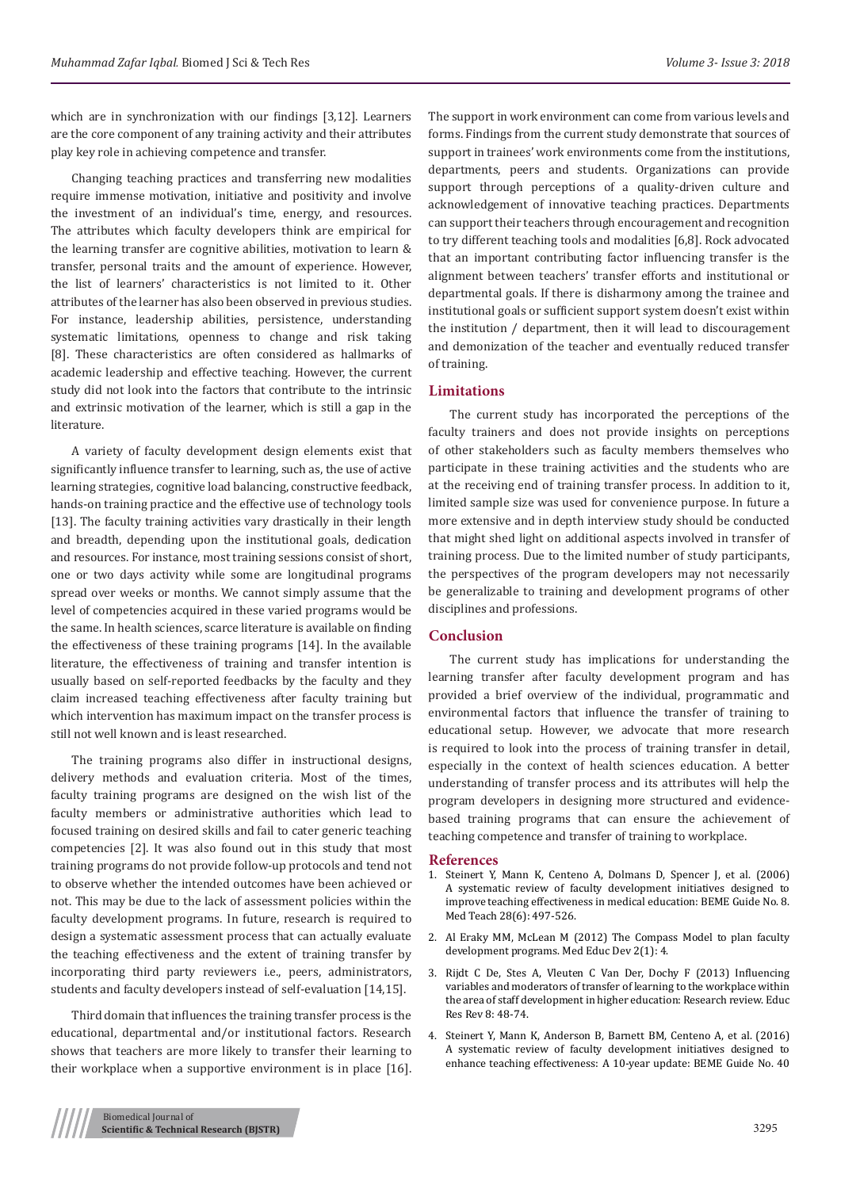which are in synchronization with our findings [3,12]. Learners are the core component of any training activity and their attributes play key role in achieving competence and transfer.

Changing teaching practices and transferring new modalities require immense motivation, initiative and positivity and involve the investment of an individual's time, energy, and resources. The attributes which faculty developers think are empirical for the learning transfer are cognitive abilities, motivation to learn & transfer, personal traits and the amount of experience. However, the list of learners' characteristics is not limited to it. Other attributes of the learner has also been observed in previous studies. For instance, leadership abilities, persistence, understanding systematic limitations, openness to change and risk taking [8]. These characteristics are often considered as hallmarks of academic leadership and effective teaching. However, the current study did not look into the factors that contribute to the intrinsic and extrinsic motivation of the learner, which is still a gap in the literature.

A variety of faculty development design elements exist that significantly influence transfer to learning, such as, the use of active learning strategies, cognitive load balancing, constructive feedback, hands-on training practice and the effective use of technology tools [13]. The faculty training activities vary drastically in their length and breadth, depending upon the institutional goals, dedication and resources. For instance, most training sessions consist of short, one or two days activity while some are longitudinal programs spread over weeks or months. We cannot simply assume that the level of competencies acquired in these varied programs would be the same. In health sciences, scarce literature is available on finding the effectiveness of these training programs [14]. In the available literature, the effectiveness of training and transfer intention is usually based on self-reported feedbacks by the faculty and they claim increased teaching effectiveness after faculty training but which intervention has maximum impact on the transfer process is still not well known and is least researched.

The training programs also differ in instructional designs, delivery methods and evaluation criteria. Most of the times, faculty training programs are designed on the wish list of the faculty members or administrative authorities which lead to focused training on desired skills and fail to cater generic teaching competencies [2]. It was also found out in this study that most training programs do not provide follow-up protocols and tend not to observe whether the intended outcomes have been achieved or not. This may be due to the lack of assessment policies within the faculty development programs. In future, research is required to design a systematic assessment process that can actually evaluate the teaching effectiveness and the extent of training transfer by incorporating third party reviewers i.e., peers, administrators, students and faculty developers instead of self-evaluation [14,15].

Third domain that influences the training transfer process is the educational, departmental and/or institutional factors. Research shows that teachers are more likely to transfer their learning to their workplace when a supportive environment is in place [16]. The support in work environment can come from various levels and forms. Findings from the current study demonstrate that sources of support in trainees' work environments come from the institutions, departments, peers and students. Organizations can provide support through perceptions of a quality-driven culture and acknowledgement of innovative teaching practices. Departments can support their teachers through encouragement and recognition to try different teaching tools and modalities [6,8]. Rock advocated that an important contributing factor influencing transfer is the alignment between teachers' transfer efforts and institutional or departmental goals. If there is disharmony among the trainee and institutional goals or sufficient support system doesn't exist within the institution / department, then it will lead to discouragement and demonization of the teacher and eventually reduced transfer of training.

## Limitations

The current study has incorporated the perceptions of the faculty trainers and does not provide insights on perceptions of other stakeholders such as faculty members themselves who participate in these training activities and the students who are at the receiving end of training transfer process. In addition to it, limited sample size was used for convenience purpose. In future a more extensive and in depth interview study should be conducted that might shed light on additional aspects involved in transfer of training process. Due to the limited number of study participants, the perspectives of the program developers may not necessarily be generalizable to training and development programs of other disciplines and professions.

## Conclusion

The current study has implications for understanding the learning transfer after faculty development program and has provided a brief overview of the individual, programmatic and environmental factors that influence the transfer of training to educational setup. However, we advocate that more research is required to look into the process of training transfer in detail, especially in the context of health sciences education. A better understanding of transfer process and its attributes will help the program developers in designing more structured and evidence-based training programs that can ensure the achievement of teaching competence and transfer of training to workplace.

## References

1. Steinert Y, Mann K, Centeno A, Dolmans D, Spencer J, et al. (2006) A systematic review of faculty development initiatives designed to improve teaching effectiveness in medical education: BEME Guide No. 8. Med Teach 28(6): 497-526.
2. Al Eraky MM, McLean M (2012) The Compass Model to plan faculty development programs. Med Educ Dev 2(1): 4.
3. Rijdt C De, Stes A, Vleuten C Van Der, Dochy F (2013) Influencing variables and moderators of transfer of learning to the workplace within the area of staff development in higher education: Research review. Educ Res Rev 8: 48-74.
4. Steinert Y, Mann K, Anderson B, Barnett BM, Centeno A, et al. (2016) A systematic review of faculty development initiatives designed to enhance teaching effectiveness: A 10-year update: BEME Guide No. 40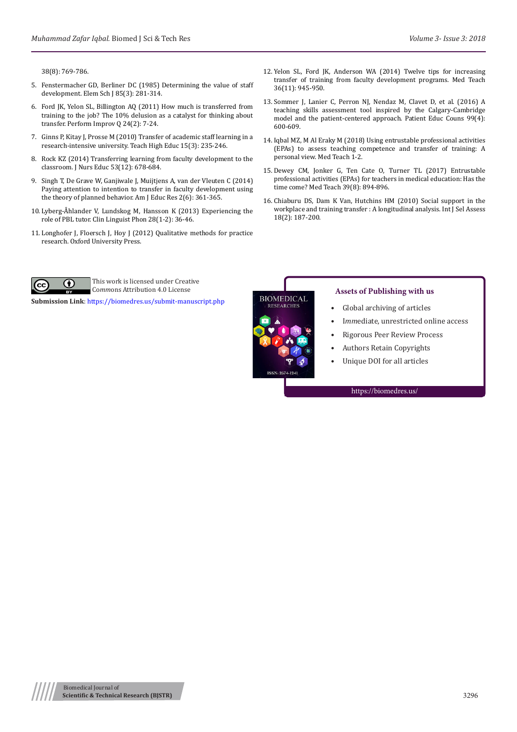38(8): 769-786.

5. Fenstermacher GD, Berliner DC (1985) Determining the value of staff development. Elem Sch J 85(3): 281-314.
6. Ford JK, Yelon SL, Billington AQ (2011) How much is transferred from training to the job? The 10% delusion as a catalyst for thinking about transfer. Perform Improv Q 24(2): 7-24.
7. Ginns P, Kitay J, Prosse M (2010) Transfer of academic staff learning in a research-intensive university. Teach High Educ 15(3): 235-246.
8. Rock KZ (2014) Transferring learning from faculty development to the classroom. J Nurs Educ 53(12): 678-684.
9. Singh T, De Grave W, Ganjiwale J, Muijtjens A, van der Vleuten C (2014) Paying attention to intention to transfer in faculty development using the theory of planned behavior. Am J Educ Res 2(6): 361-365.
10. Lyberg-Åhlander V, Lundskog M, Hansson K (2013) Experiencing the role of PBL tutor. Clin Linguist Phon 28(1-2): 36-46.
11. Longhofer J, Floersch J, Hoy J (2012) Qualitative methods for practice research. Oxford University Press.
12. Yelon SL, Ford JK, Anderson WA (2014) Twelve tips for increasing transfer of training from faculty development programs. Med Teach 36(11): 945-950.
13. Sommer J, Lanier C, Perron NJ, Nendaz M, Clavet D, et al. (2016) A teaching skills assessment tool inspired by the Calgary-Cambridge model and the patient-centered approach. Patient Educ Couns 99(4): 600-609.
14. Iqbal MZ, M Al Eraky M (2018) Using entrustable professional activities (EPAs) to assess teaching competence and transfer of training: A personal view. Med Teach 1-2.
15. Dewey CM, Jonker G, Ten Cate O, Turner TL (2017) Entrustable professional activities (EPAs) for teachers in medical education: Has the time come? Med Teach 39(8): 894-896.
16. Chiaburu DS, Dam K Van, Hutchins HM (2010) Social support in the workplace and training transfer : A longitudinal analysis. Int J Sel Assess 18(2): 187-200.

This work is licensed under Creative Commons Attribution 4.0 License

**Submission Link**: https://biomedres.us/submit-manuscript.php

### Assets of Publishing with us

- Global archiving of articles
- Immediate, unrestricted online access
- Rigorous Peer Review Process
- Authors Retain Copyrights
- Unique DOI for all articles

https://biomedres.us/